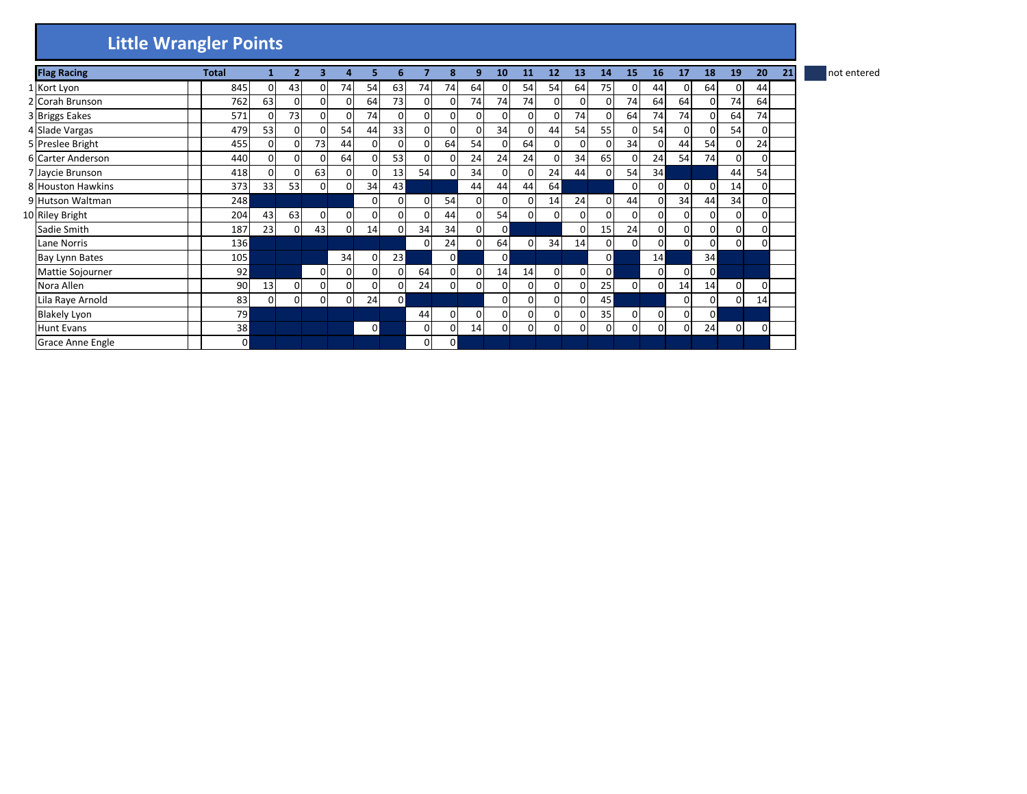# Little Wrangler Points

| | Flag Racing | | Total | 1 | 2 | 3 | 4 | 5 | 6 | 7 | 8 | 9 | 10 | 11 | 12 | 13 | 14 | 15 | 16 | 17 | 18 | 19 | 20 | 21 |
|---|---|---|---|---|---|---|---|---|---|---|---|---|---|---|---|---|---|---|---|---|---|---|---|---|
| 1 | Kort Lyon | | 845 | 0 | 43 | 0 | 74 | 54 | 63 | 74 | 74 | 64 | 0 | 54 | 54 | 64 | 75 | 0 | 44 | 0 | 64 | 0 | 44 | |
| 2 | Corah Brunson | | 762 | 63 | 0 | 0 | 0 | 64 | 73 | 0 | 0 | 74 | 74 | 74 | 0 | 0 | 0 | 74 | 64 | 64 | 0 | 74 | 64 | |
| 3 | Briggs Eakes | | 571 | 0 | 73 | 0 | 0 | 74 | 0 | 0 | 0 | 0 | 0 | 0 | 0 | 74 | 0 | 64 | 74 | 74 | 0 | 64 | 74 | |
| 4 | Slade Vargas | | 479 | 53 | 0 | 0 | 54 | 44 | 33 | 0 | 0 | 0 | 34 | 0 | 44 | 54 | 55 | 0 | 54 | 0 | 0 | 54 | 0 | |
| 5 | Preslee Bright | | 455 | 0 | 0 | 73 | 44 | 0 | 0 | 0 | 64 | 54 | 0 | 64 | 0 | 0 | 0 | 34 | 0 | 44 | 54 | 0 | 24 | |
| 6 | Carter Anderson | | 440 | 0 | 0 | 0 | 64 | 0 | 53 | 0 | 0 | 24 | 24 | 24 | 0 | 34 | 65 | 0 | 24 | 54 | 74 | 0 | 0 | |
| 7 | Jaycie Brunson | | 418 | 0 | 0 | 63 | 0 | 0 | 13 | 54 | 0 | 34 | 0 | 0 | 24 | 44 | 0 | 54 | 34 | | | 44 | 54 | |
| 8 | Houston Hawkins | | 373 | 33 | 53 | 0 | 0 | 34 | 43 | | | 44 | 44 | 44 | 64 | | | 0 | 0 | 0 | 0 | 14 | 0 | |
| 9 | Hutson Waltman | | 248 | | | | | 0 | 0 | 0 | 54 | 0 | 0 | 0 | 14 | 24 | 0 | 44 | 0 | 34 | 44 | 34 | 0 | |
| 10 | Riley Bright | | 204 | 43 | 63 | 0 | 0 | 0 | 0 | 0 | 44 | 0 | 54 | 0 | 0 | 0 | 0 | 0 | 0 | 0 | 0 | 0 | 0 | |
| | Sadie Smith | | 187 | 23 | 0 | 43 | 0 | 14 | 0 | 34 | 34 | 0 | 0 | | | 0 | 15 | 24 | 0 | 0 | 0 | 0 | 0 | |
| | Lane Norris | | 136 | | | | | | | 0 | 24 | 0 | 64 | 0 | 34 | 14 | 0 | 0 | 0 | 0 | 0 | 0 | 0 | |
| | Bay Lynn Bates | | 105 | | | | 34 | 0 | 23 | | 0 | | 0 | | | | 0 | | 14 | | 34 | | | |
| | Mattie Sojourner | | 92 | | | 0 | 0 | 0 | 0 | 64 | 0 | 0 | 14 | 14 | 0 | 0 | 0 | | 0 | 0 | 0 | | | |
| | Nora Allen | | 90 | 13 | 0 | 0 | 0 | 0 | 0 | 24 | 0 | 0 | 0 | 0 | 0 | 0 | 25 | 0 | 0 | 14 | 14 | 0 | 0 | |
| | Lila Raye Arnold | | 83 | 0 | 0 | 0 | 0 | 24 | 0 | | | | 0 | 0 | 0 | 0 | 45 | | | 0 | 0 | 0 | 14 | |
| | Blakely Lyon | | 79 | | | | | | | 44 | 0 | 0 | 0 | 0 | 0 | 0 | 35 | 0 | 0 | 0 | 0 | | | |
| | Hunt Evans | | 38 | | | | | 0 | | 0 | 0 | 14 | 0 | 0 | 0 | 0 | 0 | 0 | 0 | 0 | 24 | 0 | 0 | |
| | Grace Anne Engle | | 0 | | | | | | | 0 | 0 | | | | | | | | | | | | | |

(shaded cell) = not entered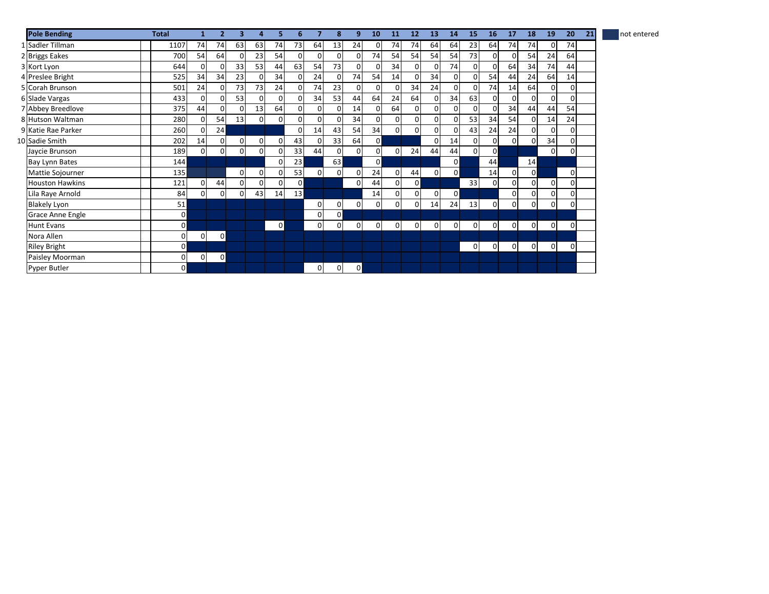| | Pole Bending | Total | 1 | 2 | 3 | 4 | 5 | 6 | 7 | 8 | 9 | 10 | 11 | 12 | 13 | 14 | 15 | 16 | 17 | 18 | 19 | 20 | 21 |
|---|---|---|---|---|---|---|---|---|---|---|---|---|---|---|---|---|---|---|---|---|---|---|---|
| 1 | Sadler Tillman | 1107 | 74 | 74 | 63 | 63 | 74 | 73 | 64 | 13 | 24 | 0 | 74 | 74 | 64 | 64 | 23 | 64 | 74 | 74 | 0 | 74 | |
| 2 | Briggs Eakes | 700 | 54 | 64 | 0 | 23 | 54 | 0 | 0 | 0 | 0 | 74 | 54 | 54 | 54 | 54 | 73 | 0 | 0 | 54 | 24 | 64 | |
| 3 | Kort Lyon | 644 | 0 | 0 | 33 | 53 | 44 | 63 | 54 | 73 | 0 | 0 | 34 | 0 | 0 | 74 | 0 | 0 | 64 | 34 | 74 | 44 | |
| 4 | Preslee Bright | 525 | 34 | 34 | 23 | 0 | 34 | 0 | 24 | 0 | 74 | 54 | 14 | 0 | 34 | 0 | 0 | 54 | 44 | 24 | 64 | 14 | |
| 5 | Corah Brunson | 501 | 24 | 0 | 73 | 73 | 24 | 0 | 74 | 23 | 0 | 0 | 0 | 34 | 24 | 0 | 0 | 74 | 14 | 64 | 0 | 0 | |
| 6 | Slade Vargas | 433 | 0 | 0 | 53 | 0 | 0 | 0 | 34 | 53 | 44 | 64 | 24 | 64 | 0 | 34 | 63 | 0 | 0 | 0 | 0 | 0 | |
| 7 | Abbey Breedlove | 375 | 44 | 0 | 0 | 13 | 64 | 0 | 0 | 0 | 14 | 0 | 64 | 0 | 0 | 0 | 0 | 0 | 34 | 44 | 44 | 54 | |
| 8 | Hutson Waltman | 280 | 0 | 54 | 13 | 0 | 0 | 0 | 0 | 0 | 34 | 0 | 0 | 0 | 0 | 0 | 53 | 34 | 54 | 0 | 14 | 24 | |
| 9 | Katie Rae Parker | 260 | 0 | 24 | | | | 0 | 14 | 43 | 54 | 34 | 0 | 0 | 0 | 0 | 43 | 24 | 24 | 0 | 0 | 0 | |
| 10 | Sadie Smith | 202 | 14 | 0 | 0 | 0 | 0 | 43 | 0 | 33 | 64 | 0 | | | 0 | 14 | 0 | 0 | 0 | 0 | 34 | 0 | |
| | Jaycie Brunson | 189 | 0 | 0 | 0 | 0 | 0 | 33 | 44 | 0 | 0 | 0 | 0 | 24 | 44 | 44 | 0 | 0 | | | 0 | 0 | |
| | Bay Lynn Bates | 144 | | | | | 0 | 23 | | 63 | | 0 | | | | 0 | | 44 | | 14 | | | |
| | Mattie Sojourner | 135 | | | 0 | 0 | 0 | 53 | 0 | 0 | 0 | 24 | 0 | 44 | 0 | 0 | | 14 | 0 | 0 | | 0 | |
| | Houston Hawkins | 121 | 0 | 44 | 0 | 0 | 0 | 0 | | | 0 | 44 | 0 | 0 | | | 33 | 0 | 0 | 0 | 0 | 0 | |
| | Lila Raye Arnold | 84 | 0 | 0 | 0 | 43 | 14 | 13 | | | | 14 | 0 | 0 | 0 | 0 | | | 0 | 0 | 0 | 0 | |
| | Blakely Lyon | 51 | | | | | | | 0 | 0 | 0 | 0 | 0 | 0 | 14 | 24 | 13 | 0 | 0 | 0 | 0 | 0 | |
| | Grace Anne Engle | 0 | | | | | | | 0 | 0 | | | | | | | | | | | | | |
| | Hunt Evans | 0 | | | | | 0 | | 0 | 0 | 0 | 0 | 0 | 0 | 0 | 0 | 0 | 0 | 0 | 0 | 0 | 0 | |
| | Nora Allen | 0 | 0 | 0 | | | | | | | | | | | | | | | | | | | |
| | Riley Bright | 0 | | | | | | | | | | | | | | | 0 | 0 | 0 | 0 | 0 | 0 | |
| | Paisley Moorman | 0 | 0 | 0 | | | | | | | | | | | | | | | | | | | |
| | Pyper Butler | 0 | | | | | | | 0 | 0 | 0 | | | | | | | | | | | | |

not entered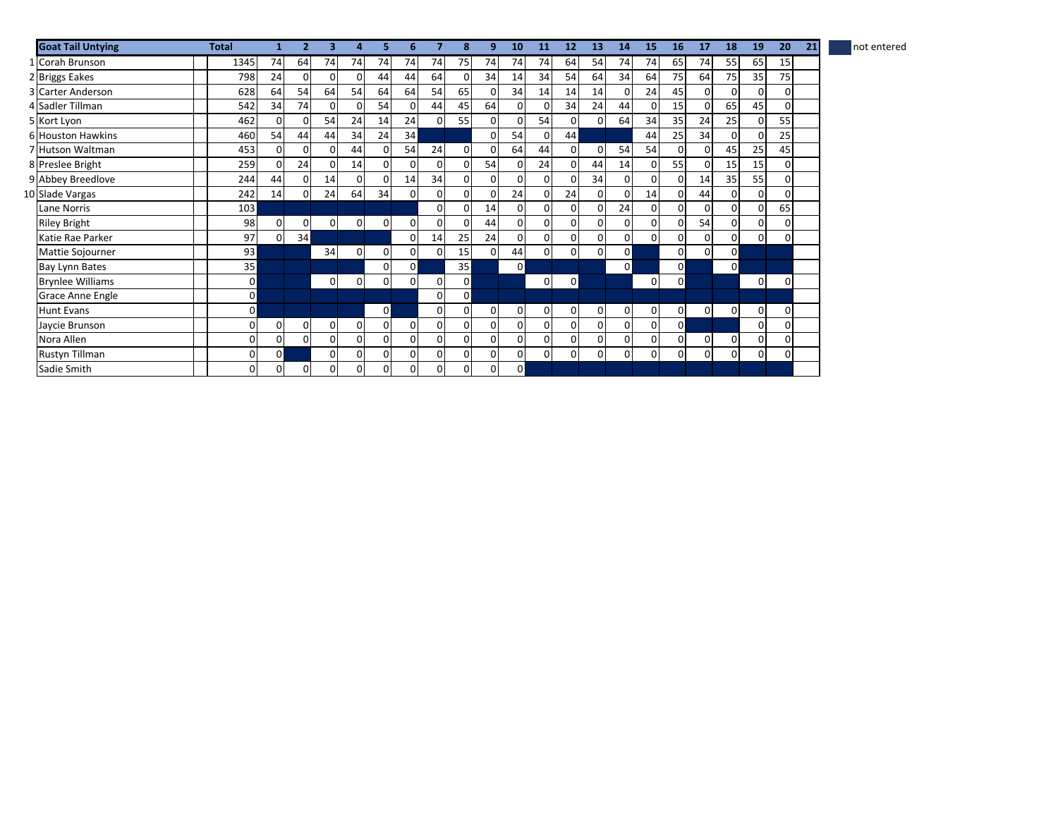| | Goat Tail Untying | | Total | 1 | 2 | 3 | 4 | 5 | 6 | 7 | 8 | 9 | 10 | 11 | 12 | 13 | 14 | 15 | 16 | 17 | 18 | 19 | 20 | 21 |
|---|---|---|---|---|---|---|---|---|---|---|---|---|---|---|---|---|---|---|---|---|---|---|---|---|
| 1 | Corah Brunson | | 1345 | 74 | 64 | 74 | 74 | 74 | 74 | 74 | 75 | 74 | 74 | 74 | 64 | 54 | 74 | 74 | 65 | 74 | 55 | 65 | 15 | |
| 2 | Briggs Eakes | | 798 | 24 | 0 | 0 | 0 | 44 | 44 | 64 | 0 | 34 | 14 | 34 | 54 | 64 | 34 | 64 | 75 | 64 | 75 | 35 | 75 | |
| 3 | Carter Anderson | | 628 | 64 | 54 | 64 | 54 | 64 | 64 | 54 | 65 | 0 | 34 | 14 | 14 | 14 | 0 | 24 | 45 | 0 | 0 | 0 | 0 | |
| 4 | Sadler Tillman | | 542 | 34 | 74 | 0 | 0 | 54 | 0 | 44 | 45 | 64 | 0 | 0 | 34 | 24 | 44 | 0 | 15 | 0 | 65 | 45 | 0 | |
| 5 | Kort Lyon | | 462 | 0 | 0 | 54 | 24 | 14 | 24 | 0 | 55 | 0 | 0 | 54 | 0 | 0 | 64 | 34 | 35 | 24 | 25 | 0 | 55 | |
| 6 | Houston Hawkins | | 460 | 54 | 44 | 44 | 34 | 24 | 34 | | | 0 | 54 | 0 | 44 | | | 44 | 25 | 34 | 0 | 0 | 25 | |
| 7 | Hutson Waltman | | 453 | 0 | 0 | 0 | 44 | 0 | 54 | 24 | 0 | 0 | 64 | 44 | 0 | 0 | 54 | 54 | 0 | 0 | 45 | 25 | 45 | |
| 8 | Preslee Bright | | 259 | 0 | 24 | 0 | 14 | 0 | 0 | 0 | 0 | 54 | 0 | 24 | 0 | 44 | 14 | 0 | 55 | 0 | 15 | 15 | 0 | |
| 9 | Abbey Breedlove | | 244 | 44 | 0 | 14 | 0 | 0 | 14 | 34 | 0 | 0 | 0 | 0 | 0 | 34 | 0 | 0 | 0 | 14 | 35 | 55 | 0 | |
| 10 | Slade Vargas | | 242 | 14 | 0 | 24 | 64 | 34 | 0 | 0 | 0 | 0 | 24 | 0 | 24 | 0 | 0 | 14 | 0 | 44 | 0 | 0 | 0 | |
| | Lane Norris | | 103 | | | | | | | 0 | 0 | 14 | 0 | 0 | 0 | 0 | 24 | 0 | 0 | 0 | 0 | 0 | 65 | |
| | Riley Bright | | 98 | 0 | 0 | 0 | 0 | 0 | 0 | 0 | 0 | 44 | 0 | 0 | 0 | 0 | 0 | 0 | 0 | 54 | 0 | 0 | 0 | |
| | Katie Rae Parker | | 97 | 0 | 34 | | | | 0 | 14 | 25 | 24 | 0 | 0 | 0 | 0 | 0 | 0 | 0 | 0 | 0 | 0 | 0 | |
| | Mattie Sojourner | | 93 | | | 34 | 0 | 0 | 0 | 0 | 15 | 0 | 44 | 0 | 0 | 0 | 0 | | 0 | 0 | 0 | | | |
| | Bay Lynn Bates | | 35 | | | | | 0 | 0 | | 35 | | 0 | | | | 0 | | 0 | | 0 | | | |
| | Brynlee Williams | | 0 | | | 0 | 0 | 0 | 0 | 0 | 0 | | | 0 | 0 | | | 0 | 0 | | | 0 | 0 | |
| | Grace Anne Engle | | 0 | | | | | | | 0 | 0 | | | | | | | | | | | | | |
| | Hunt Evans | | 0 | | | | | 0 | | 0 | 0 | 0 | 0 | 0 | 0 | 0 | 0 | 0 | 0 | 0 | 0 | 0 | 0 | |
| | Jaycie Brunson | | 0 | 0 | 0 | 0 | 0 | 0 | 0 | 0 | 0 | 0 | 0 | 0 | 0 | 0 | 0 | 0 | 0 | | | 0 | 0 | |
| | Nora Allen | | 0 | 0 | 0 | 0 | 0 | 0 | 0 | 0 | 0 | 0 | 0 | 0 | 0 | 0 | 0 | 0 | 0 | 0 | 0 | 0 | 0 | |
| | Rustyn Tillman | | 0 | 0 | | 0 | 0 | 0 | 0 | 0 | 0 | 0 | 0 | 0 | 0 | 0 | 0 | 0 | 0 | 0 | 0 | 0 | 0 | |
| | Sadie Smith | | 0 | 0 | 0 | 0 | 0 | 0 | 0 | 0 | 0 | 0 | 0 | | | | | | | | | | | |

not entered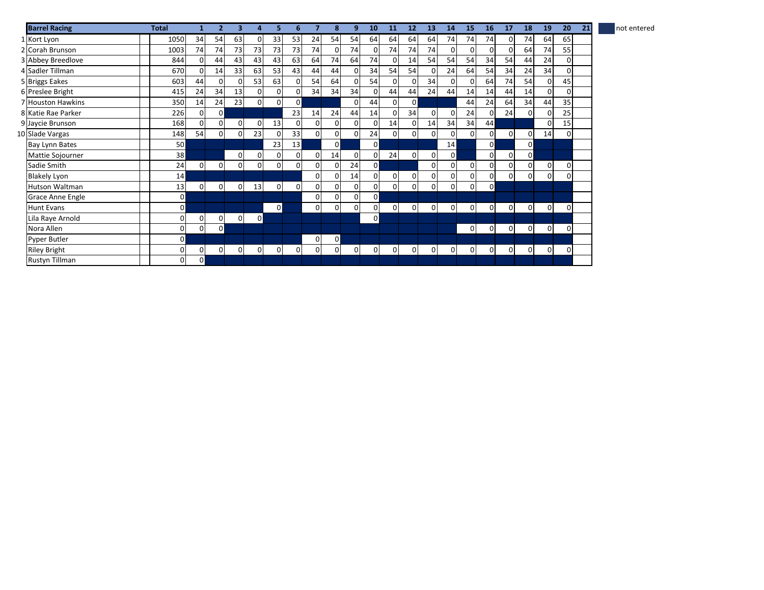| | Barrel Racing | Total | 1 | 2 | 3 | 4 | 5 | 6 | 7 | 8 | 9 | 10 | 11 | 12 | 13 | 14 | 15 | 16 | 17 | 18 | 19 | 20 | 21 |
|---|---|---|---|---|---|---|---|---|---|---|---|---|---|---|---|---|---|---|---|---|---|---|---|
| 1 | Kort Lyon | 1050 | 34 | 54 | 63 | 0 | 33 | 53 | 24 | 54 | 54 | 64 | 64 | 64 | 64 | 74 | 74 | 74 | 0 | 74 | 64 | 65 | |
| 2 | Corah Brunson | 1003 | 74 | 74 | 73 | 73 | 73 | 73 | 74 | 0 | 74 | 0 | 74 | 74 | 74 | 0 | 0 | 0 | 0 | 64 | 74 | 55 | |
| 3 | Abbey Breedlove | 844 | 0 | 44 | 43 | 43 | 43 | 63 | 64 | 74 | 64 | 74 | 0 | 14 | 54 | 54 | 54 | 34 | 54 | 44 | 24 | 0 | |
| 4 | Sadler Tillman | 670 | 0 | 14 | 33 | 63 | 53 | 43 | 44 | 44 | 0 | 34 | 54 | 54 | 0 | 24 | 64 | 54 | 34 | 24 | 34 | 0 | |
| 5 | Briggs Eakes | 603 | 44 | 0 | 0 | 53 | 63 | 0 | 54 | 64 | 0 | 54 | 0 | 0 | 34 | 0 | 0 | 64 | 74 | 54 | 0 | 45 | |
| 6 | Preslee Bright | 415 | 24 | 34 | 13 | 0 | 0 | 0 | 34 | 34 | 34 | 0 | 44 | 44 | 24 | 44 | 14 | 14 | 44 | 14 | 0 | 0 | |
| 7 | Houston Hawkins | 350 | 14 | 24 | 23 | 0 | 0 | 0 | | | 0 | 44 | 0 | 0 | | | 44 | 24 | 64 | 34 | 44 | 35 | |
| 8 | Katie Rae Parker | 226 | 0 | 0 | | | | 23 | 14 | 24 | 44 | 14 | 0 | 34 | 0 | 0 | 24 | 0 | 24 | 0 | 0 | 25 | |
| 9 | Jaycie Brunson | 168 | 0 | 0 | 0 | 0 | 13 | 0 | 0 | 0 | 0 | 0 | 14 | 0 | 14 | 34 | 34 | 44 | | | 0 | 15 | |
| 10 | Slade Vargas | 148 | 54 | 0 | 0 | 23 | 0 | 33 | 0 | 0 | 0 | 24 | 0 | 0 | 0 | 0 | 0 | 0 | 0 | 0 | 14 | 0 | |
| | Bay Lynn Bates | 50 | | | | | 23 | 13 | | 0 | | 0 | | | | 14 | | 0 | | 0 | | | |
| | Mattie Sojourner | 38 | | | 0 | 0 | 0 | 0 | 0 | 14 | 0 | 0 | 24 | 0 | 0 | 0 | | 0 | 0 | 0 | | | |
| | Sadie Smith | 24 | 0 | 0 | 0 | 0 | 0 | 0 | 0 | 0 | 24 | 0 | | | 0 | 0 | 0 | 0 | 0 | 0 | 0 | 0 | |
| | Blakely Lyon | 14 | | | | | | | 0 | 0 | 14 | 0 | 0 | 0 | 0 | 0 | 0 | 0 | 0 | 0 | 0 | 0 | |
| | Hutson Waltman | 13 | 0 | 0 | 0 | 13 | 0 | 0 | 0 | 0 | 0 | 0 | 0 | 0 | 0 | 0 | 0 | 0 | | | | | |
| | Grace Anne Engle | 0 | | | | | | | 0 | 0 | 0 | 0 | | | | | | | | | | | |
| | Hunt Evans | 0 | | | | | 0 | | 0 | 0 | 0 | 0 | 0 | 0 | 0 | 0 | 0 | 0 | 0 | 0 | 0 | 0 | |
| | Lila Raye Arnold | 0 | 0 | 0 | 0 | 0 | | | | | | 0 | | | | | | | | | | | |
| | Nora Allen | 0 | 0 | 0 | | | | | | | | | | | | | 0 | 0 | 0 | 0 | 0 | 0 | |
| | Pyper Butler | 0 | | | | | | | 0 | 0 | | | | | | | | | | | | | |
| | Riley Bright | 0 | 0 | 0 | 0 | 0 | 0 | 0 | 0 | 0 | 0 | 0 | 0 | 0 | 0 | 0 | 0 | 0 | 0 | 0 | 0 | 0 | |
| | Rustyn Tillman | 0 | 0 | | | | | | | | | | | | | | | | | | | | |

Legend: shaded cell = not entered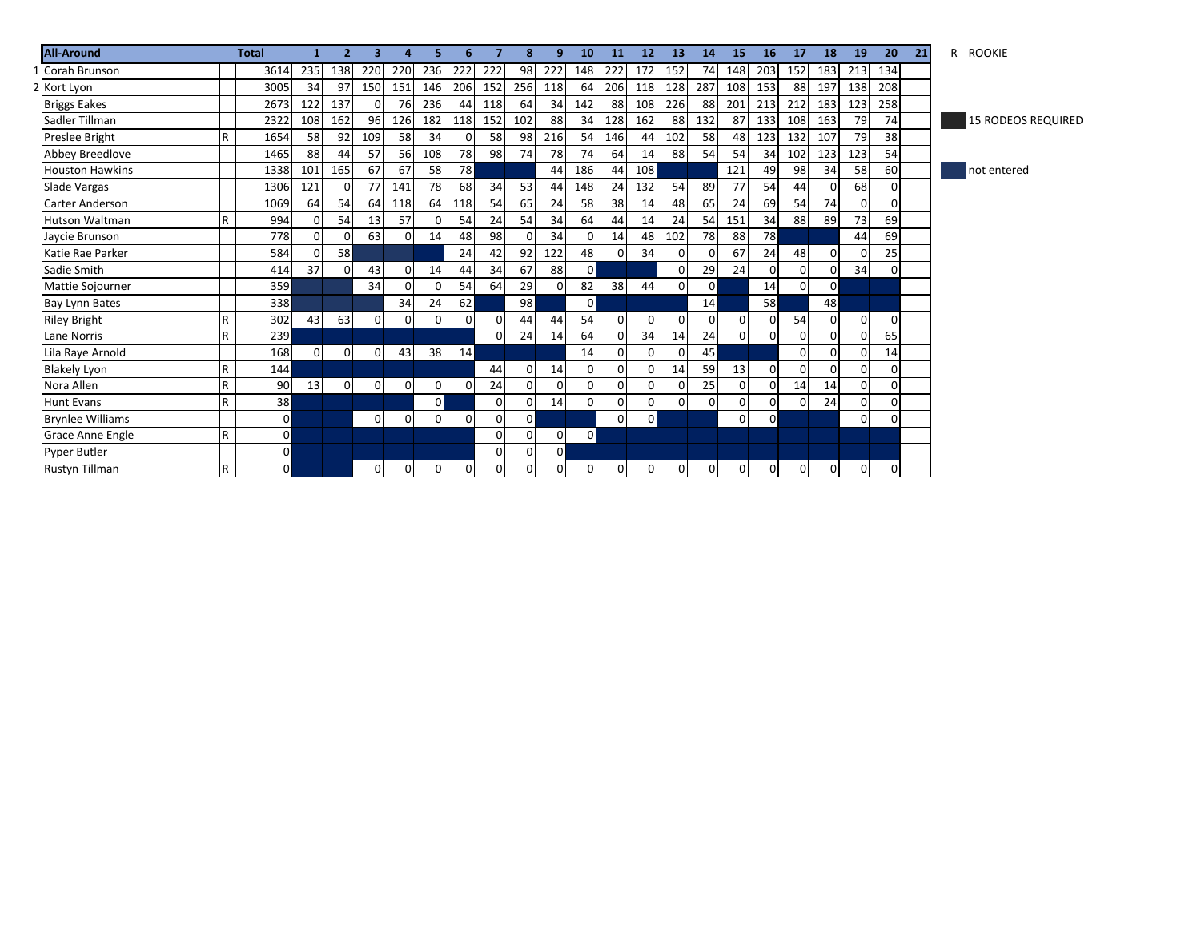| | All-Around | | Total | 1 | 2 | 3 | 4 | 5 | 6 | 7 | 8 | 9 | 10 | 11 | 12 | 13 | 14 | 15 | 16 | 17 | 18 | 19 | 20 | 21 |
|---|---|---|---|---|---|---|---|---|---|---|---|---|---|---|---|---|---|---|---|---|---|---|---|---|
| 1 | Corah Brunson | | 3614 | 235 | 138 | 220 | 220 | 236 | 222 | 222 | 98 | 222 | 148 | 222 | 172 | 152 | 74 | 148 | 203 | 152 | 183 | 213 | 134 | |
| 2 | Kort Lyon | | 3005 | 34 | 97 | 150 | 151 | 146 | 206 | 152 | 256 | 118 | 64 | 206 | 118 | 128 | 287 | 108 | 153 | 88 | 197 | 138 | 208 | |
| | Briggs Eakes | | 2673 | 122 | 137 | 0 | 76 | 236 | 44 | 118 | 64 | 34 | 142 | 88 | 108 | 226 | 88 | 201 | 213 | 212 | 183 | 123 | 258 | |
| | Sadler Tillman | | 2322 | 108 | 162 | 96 | 126 | 182 | 118 | 152 | 102 | 88 | 34 | 128 | 162 | 88 | 132 | 87 | 133 | 108 | 163 | 79 | 74 | |
| | Preslee Bright | R | 1654 | 58 | 92 | 109 | 58 | 34 | 0 | 58 | 98 | 216 | 54 | 146 | 44 | 102 | 58 | 48 | 123 | 132 | 107 | 79 | 38 | |
| | Abbey Breedlove | | 1465 | 88 | 44 | 57 | 56 | 108 | 78 | 98 | 74 | 78 | 74 | 64 | 14 | 88 | 54 | 54 | 34 | 102 | 123 | 123 | 54 | |
| | Houston Hawkins | | 1338 | 101 | 165 | 67 | 67 | 58 | 78 | | | 44 | 186 | 44 | 108 | | | 121 | 49 | 98 | 34 | 58 | 60 | |
| | Slade Vargas | | 1306 | 121 | 0 | 77 | 141 | 78 | 68 | 34 | 53 | 44 | 148 | 24 | 132 | 54 | 89 | 77 | 54 | 44 | 0 | 68 | 0 | |
| | Carter Anderson | | 1069 | 64 | 54 | 64 | 118 | 64 | 118 | 54 | 65 | 24 | 58 | 38 | 14 | 48 | 65 | 24 | 69 | 54 | 74 | 0 | 0 | |
| | Hutson Waltman | R | 994 | 0 | 54 | 13 | 57 | 0 | 54 | 24 | 54 | 34 | 64 | 44 | 14 | 24 | 54 | 151 | 34 | 88 | 89 | 73 | 69 | |
| | Jaycie Brunson | | 778 | 0 | 0 | 63 | 0 | 14 | 48 | 98 | 0 | 34 | 0 | 14 | 48 | 102 | 78 | 88 | 78 | | | 44 | 69 | |
| | Katie Rae Parker | | 584 | 0 | 58 | | | | 24 | 42 | 92 | 122 | 48 | 0 | 34 | 0 | 0 | 67 | 24 | 48 | 0 | 0 | 25 | |
| | Sadie Smith | | 414 | 37 | 0 | 43 | 0 | 14 | 44 | 34 | 67 | 88 | 0 | | | 0 | 29 | 24 | 0 | 0 | 0 | 34 | 0 | |
| | Mattie Sojourner | | 359 | | | 34 | 0 | 0 | 54 | 64 | 29 | 0 | 82 | 38 | 44 | 0 | 0 | | 14 | 0 | 0 | | | |
| | Bay Lynn Bates | | 338 | | | | 34 | 24 | 62 | | 98 | | 0 | | | | 14 | | 58 | | 48 | | | |
| | Riley Bright | R | 302 | 43 | 63 | 0 | 0 | 0 | 0 | 0 | 44 | 44 | 54 | 0 | 0 | 0 | 0 | 0 | 0 | 54 | 0 | 0 | 0 | |
| | Lane Norris | R | 239 | | | | | | | 0 | 24 | 14 | 64 | 0 | 34 | 14 | 24 | 0 | 0 | 0 | 0 | 0 | 65 | |
| | Lila Raye Arnold | | 168 | 0 | 0 | 0 | 43 | 38 | 14 | | | | 14 | 0 | 0 | 0 | 45 | | | 0 | 0 | 0 | 14 | |
| | Blakely Lyon | R | 144 | | | | | | | 44 | 0 | 14 | 0 | 0 | 0 | 14 | 59 | 13 | 0 | 0 | 0 | 0 | 0 | |
| | Nora Allen | R | 90 | 13 | 0 | 0 | 0 | 0 | 0 | 24 | 0 | 0 | 0 | 0 | 0 | 0 | 25 | 0 | 0 | 14 | 14 | 0 | 0 | |
| | Hunt Evans | R | 38 | | | | | 0 | | 0 | 0 | 14 | 0 | 0 | 0 | 0 | 0 | 0 | 0 | 0 | 24 | 0 | 0 | |
| | Brynlee Williams | | 0 | | | 0 | 0 | 0 | 0 | 0 | 0 | | | 0 | 0 | | | 0 | 0 | | | 0 | 0 | |
| | Grace Anne Engle | R | 0 | | | | | | | 0 | 0 | 0 | 0 | | | | | | | | | | | |
| | Pyper Butler | | 0 | | | | | | | 0 | 0 | 0 | | | | | | | | | | | | |
| | Rustyn Tillman | R | 0 | | | 0 | 0 | 0 | 0 | 0 | 0 | 0 | 0 | 0 | 0 | 0 | 0 | 0 | 0 | 0 | 0 | 0 | 0 | |

R ROOKIE

15 RODEOS REQUIRED

not entered